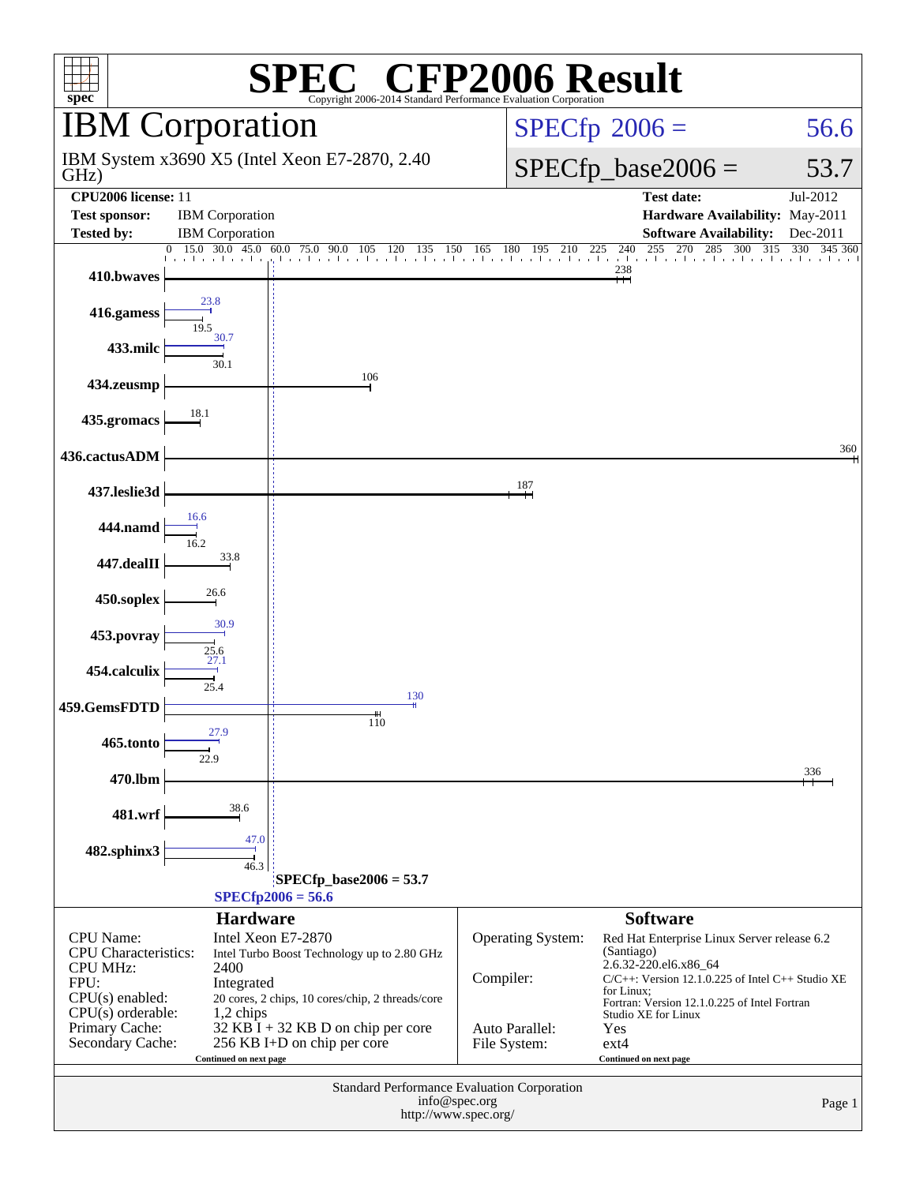# SPEC CFP2006 Result

Copyright 2006-2014 Standard Performance Evaluation Corporation

## IBM Corporation

IBM System x3690 X5 (Intel Xeon E7-2870, 2.40 GHz)

SPECfp 2006 = 56.6

SPECfp_base2006 = 53.7

**CPU2006 license:** 11
**Test sponsor:** IBM Corporation
**Tested by:** IBM Corporation

**Test date:** Jul-2012
**Hardware Availability:** May-2011
**Software Availability:** Dec-2011

0 15.0 30.0 45.0 60.0 75.0 90.0 105 120 135 150 165 180 195 210 225 240 255 270 285 300 315 330 345 360

410.bwaves 238
416.gamess 23.8 19.5
433.milc 30.7 30.1
434.zeusmp 106
435.gromacs 18.1
436.cactusADM 360
437.leslie3d 187
444.namd 16.6 16.2
447.dealII 33.8
450.soplex 26.6
453.povray 30.9 25.6
454.calculix 27.1 25.4
459.GemsFDTD 130 110
465.tonto 27.9 22.9
470.lbm 336
481.wrf 38.6
482.sphinx3 47.0 46.3

SPECfp_base2006 = 53.7
SPECfp2006 = 56.6

### Hardware

| | |
|---|---|
| CPU Name: | Intel Xeon E7-2870 |
| CPU Characteristics: | Intel Turbo Boost Technology up to 2.80 GHz |
| CPU MHz: | 2400 |
| FPU: | Integrated |
| CPU(s) enabled: | 20 cores, 2 chips, 10 cores/chip, 2 threads/core |
| CPU(s) orderable: | 1,2 chips |
| Primary Cache: | 32 KB I + 32 KB D on chip per core |
| Secondary Cache: | 256 KB I+D on chip per core |

Continued on next page

### Software

| | |
|---|---|
| Operating System: | Red Hat Enterprise Linux Server release 6.2 (Santiago) 2.6.32-220.el6.x86_64 |
| Compiler: | C/C++: Version 12.1.0.225 of Intel C++ Studio XE for Linux; Fortran: Version 12.1.0.225 of Intel Fortran Studio XE for Linux |
| Auto Parallel: | Yes |
| File System: | ext4 |

Continued on next page

Standard Performance Evaluation Corporation
info@spec.org
http://www.spec.org/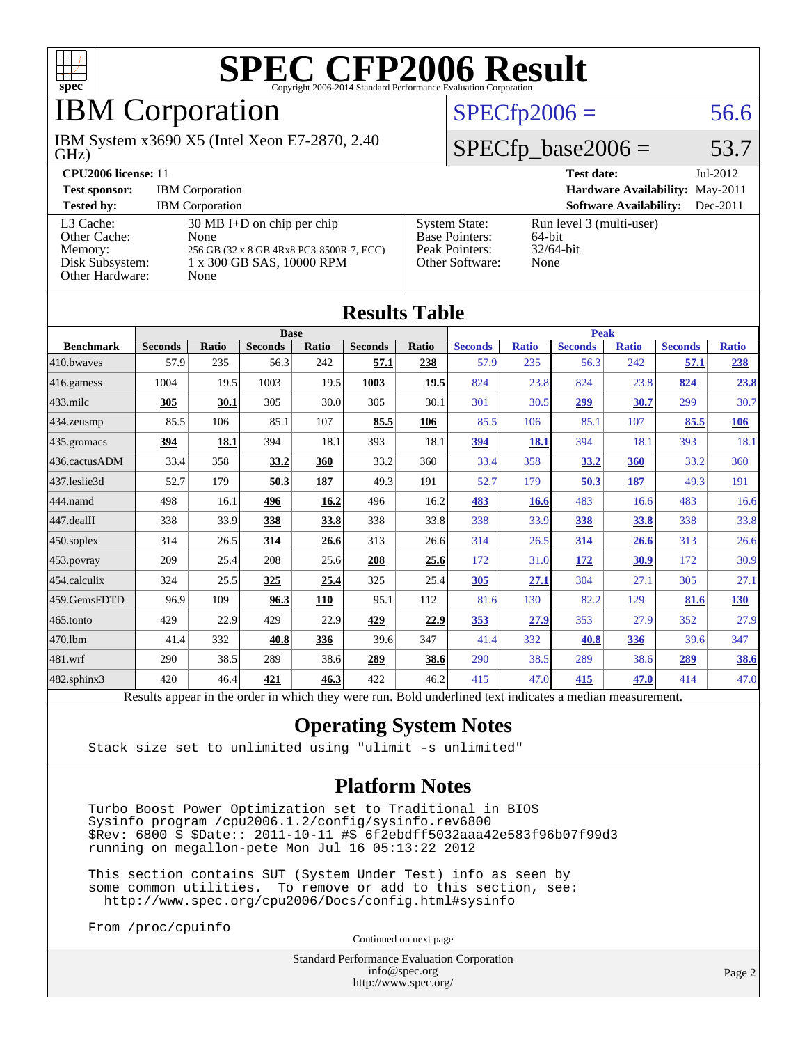# SPEC CFP2006 Result

Copyright 2006-2014 Standard Performance Evaluation Corporation

## IBM Corporation

IBM System x3690 X5 (Intel Xeon E7-2870, 2.40 GHz)

SPECfp2006 = 56.6

SPECfp_base2006 = 53.7

| | | | |
|---|---|---|---|
| **CPU2006 license:** 11 | | **Test date:** | Jul-2012 |
| **Test sponsor:** | IBM Corporation | **Hardware Availability:** | May-2011 |
| **Tested by:** | IBM Corporation | **Software Availability:** | Dec-2011 |

| | | | |
|---|---|---|---|
| L3 Cache: | 30 MB I+D on chip per chip | System State: | Run level 3 (multi-user) |
| Other Cache: | None | Base Pointers: | 64-bit |
| Memory: | 256 GB (32 x 8 GB 4Rx8 PC3-8500R-7, ECC) | Peak Pointers: | 32/64-bit |
| Disk Subsystem: | 1 x 300 GB SAS, 10000 RPM | Other Software: | None |
| Other Hardware: | None | | |

## Results Table

| | Base | | | | | | Peak | | | | | |
|---|---|---|---|---|---|---|---|---|---|---|---|---|
| **Benchmark** | **Seconds** | **Ratio** | **Seconds** | **Ratio** | **Seconds** | **Ratio** | **Seconds** | **Ratio** | **Seconds** | **Ratio** | **Seconds** | **Ratio** |
| 410.bwaves | 57.9 | 235 | 56.3 | 242 | **57.1** | **238** | 57.9 | 235 | 56.3 | 242 | **57.1** | **238** |
| 416.gamess | 1004 | 19.5 | 1003 | 19.5 | **1003** | **19.5** | 824 | 23.8 | 824 | 23.8 | **824** | **23.8** |
| 433.milc | **305** | **30.1** | 305 | 30.0 | 305 | 30.1 | 301 | 30.5 | **299** | **30.7** | 299 | 30.7 |
| 434.zeusmp | 85.5 | 106 | 85.1 | 107 | **85.5** | **106** | 85.5 | 106 | 85.1 | 107 | **85.5** | **106** |
| 435.gromacs | **394** | **18.1** | 394 | 18.1 | 393 | 18.1 | **394** | **18.1** | 394 | 18.1 | 393 | 18.1 |
| 436.cactusADM | 33.4 | 358 | **33.2** | **360** | 33.2 | 360 | 33.4 | 358 | **33.2** | **360** | 33.2 | 360 |
| 437.leslie3d | 52.7 | 179 | **50.3** | **187** | 49.3 | 191 | 52.7 | 179 | **50.3** | **187** | 49.3 | 191 |
| 444.namd | 498 | 16.1 | **496** | **16.2** | 496 | 16.2 | **483** | **16.6** | 483 | 16.6 | 483 | 16.6 |
| 447.dealII | 338 | 33.9 | **338** | **33.8** | 338 | 33.8 | 338 | 33.9 | **338** | **33.8** | 338 | 33.8 |
| 450.soplex | 314 | 26.5 | **314** | **26.6** | 313 | 26.6 | 314 | 26.5 | **314** | **26.6** | 313 | 26.6 |
| 453.povray | 209 | 25.4 | 208 | 25.6 | **208** | **25.6** | 172 | 31.0 | **172** | **30.9** | 172 | 30.9 |
| 454.calculix | 324 | 25.5 | **325** | **25.4** | 325 | 25.4 | **305** | **27.1** | 304 | 27.1 | 305 | 27.1 |
| 459.GemsFDTD | 96.9 | 109 | **96.3** | **110** | 95.1 | 112 | 81.6 | 130 | 82.2 | 129 | **81.6** | **130** |
| 465.tonto | 429 | 22.9 | 429 | 22.9 | **429** | **22.9** | **353** | **27.9** | 353 | 27.9 | 352 | 27.9 |
| 470.lbm | 41.4 | 332 | **40.8** | **336** | 39.6 | 347 | 41.4 | 332 | **40.8** | **336** | 39.6 | 347 |
| 481.wrf | 290 | 38.5 | 289 | 38.6 | **289** | **38.6** | 290 | 38.5 | 289 | 38.6 | **289** | **38.6** |
| 482.sphinx3 | 420 | 46.4 | **421** | **46.3** | 422 | 46.2 | 415 | 47.0 | **415** | **47.0** | 414 | 47.0 |

Results appear in the order in which they were run. Bold underlined text indicates a median measurement.

## Operating System Notes

```
Stack size set to unlimited using "ulimit -s unlimited"
```

## Platform Notes

```
Turbo Boost Power Optimization set to Traditional in BIOS
Sysinfo program /cpu2006.1.2/config/sysinfo.rev6800
$Rev: 6800 $ $Date:: 2011-10-11 #$ 6f2ebdff5032aaa42e583f96b07f99d3
running on megallon-pete Mon Jul 16 05:13:22 2012

This section contains SUT (System Under Test) info as seen by
some common utilities.  To remove or add to this section, see:
  http://www.spec.org/cpu2006/Docs/config.html#sysinfo

From /proc/cpuinfo
```

Continued on next page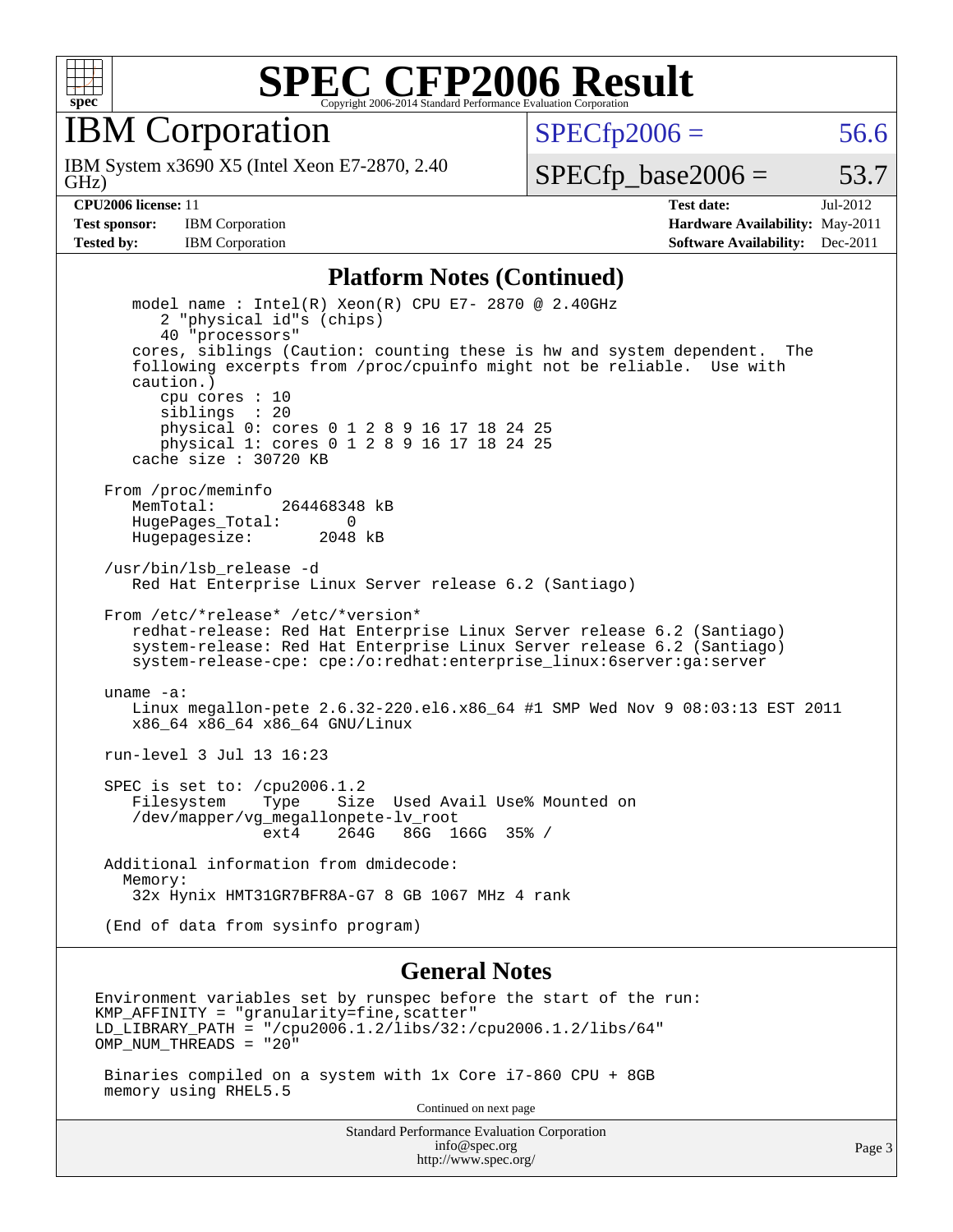# SPEC CFP2006 Result

Copyright 2006-2014 Standard Performance Evaluation Corporation

## IBM Corporation

IBM System x3690 X5 (Intel Xeon E7-2870, 2.40 GHz)

SPECfp2006 = 56.6

SPECfp_base2006 = 53.7

| | | | |
|---|---|---|---|
| **CPU2006 license:** 11 | | **Test date:** | Jul-2012 |
| **Test sponsor:** | IBM Corporation | **Hardware Availability:** | May-2011 |
| **Tested by:** | IBM Corporation | **Software Availability:** | Dec-2011 |

## Platform Notes (Continued)

```
    model name : Intel(R) Xeon(R) CPU E7- 2870 @ 2.40GHz
       2 "physical id"s (chips)
       40 "processors"
    cores, siblings (Caution: counting these is hw and system dependent.  The
    following excerpts from /proc/cpuinfo might not be reliable.  Use with
    caution.)
       cpu cores : 10
       siblings  : 20
       physical 0: cores 0 1 2 8 9 16 17 18 24 25
       physical 1: cores 0 1 2 8 9 16 17 18 24 25
    cache size : 30720 KB

 From /proc/meminfo
    MemTotal:       264468348 kB
    HugePages_Total:       0
    Hugepagesize:       2048 kB

 /usr/bin/lsb_release -d
    Red Hat Enterprise Linux Server release 6.2 (Santiago)

 From /etc/*release* /etc/*version*
    redhat-release: Red Hat Enterprise Linux Server release 6.2 (Santiago)
    system-release: Red Hat Enterprise Linux Server release 6.2 (Santiago)
    system-release-cpe: cpe:/o:redhat:enterprise_linux:6server:ga:server

 uname -a:
    Linux megallon-pete 2.6.32-220.el6.x86_64 #1 SMP Wed Nov 9 08:03:13 EST 2011
    x86_64 x86_64 x86_64 GNU/Linux

 run-level 3 Jul 13 16:23

 SPEC is set to: /cpu2006.1.2
    Filesystem    Type    Size  Used Avail Use% Mounted on
    /dev/mapper/vg_megallonpete-lv_root
                  ext4    264G   86G  166G  35% /

 Additional information from dmidecode:
   Memory:
    32x Hynix HMT31GR7BFR8A-G7 8 GB 1067 MHz 4 rank

 (End of data from sysinfo program)
```

## General Notes

```
Environment variables set by runspec before the start of the run:
KMP_AFFINITY = "granularity=fine,scatter"
LD_LIBRARY_PATH = "/cpu2006.1.2/libs/32:/cpu2006.1.2/libs/64"
OMP_NUM_THREADS = "20"

 Binaries compiled on a system with 1x Core i7-860 CPU + 8GB
 memory using RHEL5.5
```

Continued on next page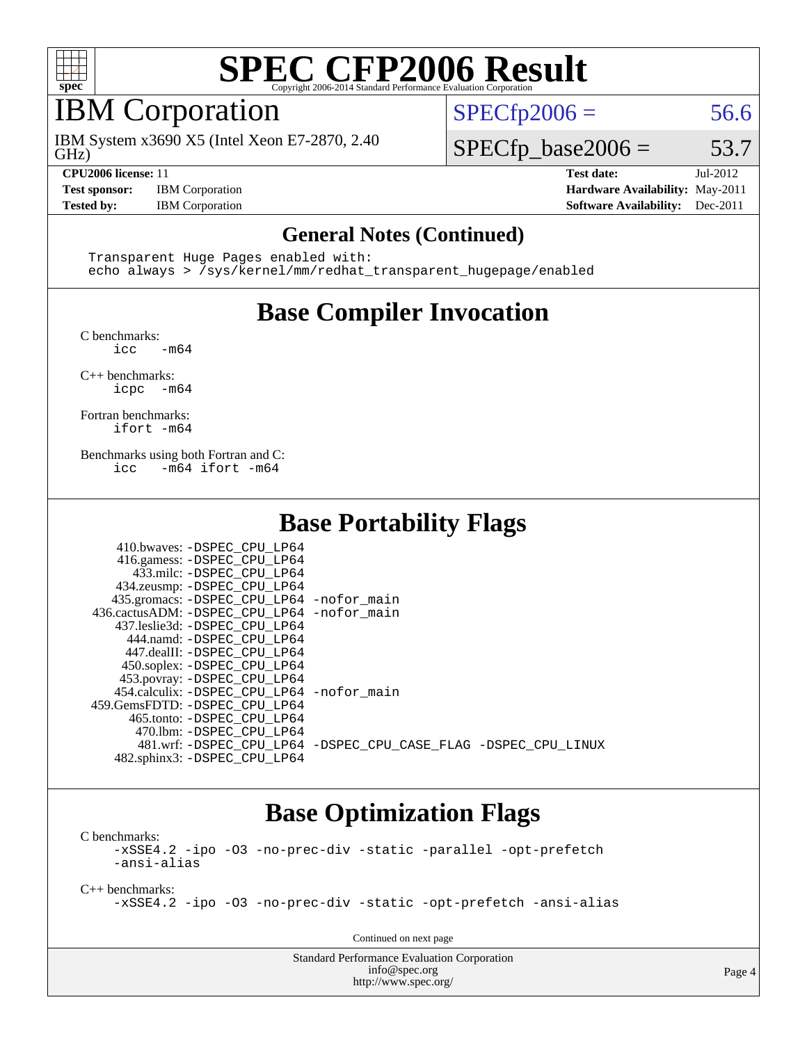# SPEC CFP2006 Result

Copyright 2006-2014 Standard Performance Evaluation Corporation

## IBM Corporation

IBM System x3690 X5 (Intel Xeon E7-2870, 2.40 GHz)

SPECfp2006 = 56.6

SPECfp_base2006 = 53.7

| | | | |
|---|---|---|---|
| **CPU2006 license:** 11 | | **Test date:** | Jul-2012 |
| **Test sponsor:** | IBM Corporation | **Hardware Availability:** | May-2011 |
| **Tested by:** | IBM Corporation | **Software Availability:** | Dec-2011 |

### General Notes (Continued)

```
Transparent Huge Pages enabled with:
echo always > /sys/kernel/mm/redhat_transparent_hugepage/enabled
```

## Base Compiler Invocation

C benchmarks:
```
icc   -m64
```

C++ benchmarks:
```
icpc  -m64
```

Fortran benchmarks:
```
ifort -m64
```

Benchmarks using both Fortran and C:
```
icc   -m64 ifort -m64
```

## Base Portability Flags

```
     410.bwaves: -DSPEC_CPU_LP64
     416.gamess: -DSPEC_CPU_LP64
       433.milc: -DSPEC_CPU_LP64
     434.zeusmp: -DSPEC_CPU_LP64
    435.gromacs: -DSPEC_CPU_LP64 -nofor_main
 436.cactusADM: -DSPEC_CPU_LP64 -nofor_main
    437.leslie3d: -DSPEC_CPU_LP64
      444.namd: -DSPEC_CPU_LP64
     447.dealII: -DSPEC_CPU_LP64
     450.soplex: -DSPEC_CPU_LP64
     453.povray: -DSPEC_CPU_LP64
   454.calculix: -DSPEC_CPU_LP64 -nofor_main
  459.GemsFDTD: -DSPEC_CPU_LP64
      465.tonto: -DSPEC_CPU_LP64
        470.lbm: -DSPEC_CPU_LP64
        481.wrf: -DSPEC_CPU_LP64 -DSPEC_CPU_CASE_FLAG -DSPEC_CPU_LINUX
    482.sphinx3: -DSPEC_CPU_LP64
```

## Base Optimization Flags

C benchmarks:
```
-xSSE4.2 -ipo -O3 -no-prec-div -static -parallel -opt-prefetch
-ansi-alias
```

C++ benchmarks:
```
-xSSE4.2 -ipo -O3 -no-prec-div -static -opt-prefetch -ansi-alias
```

Continued on next page

Standard Performance Evaluation Corporation
info@spec.org
http://www.spec.org/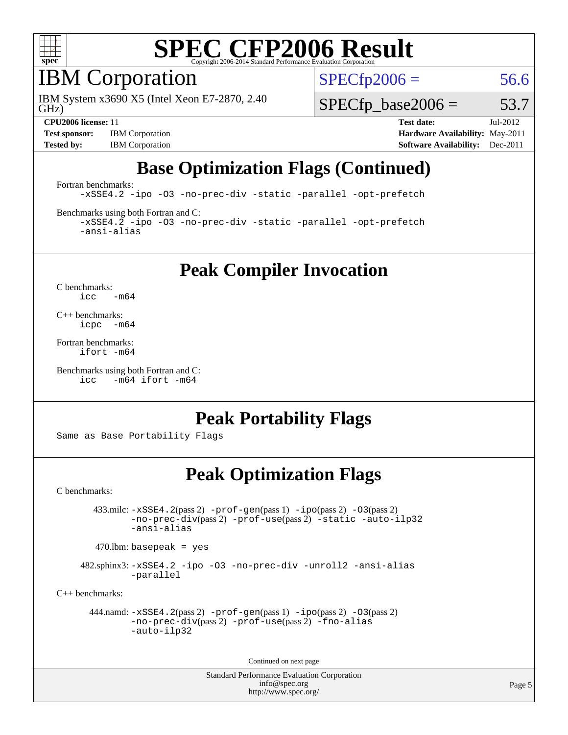# SPEC CFP2006 Result

Copyright 2006-2014 Standard Performance Evaluation Corporation

## IBM Corporation

IBM System x3690 X5 (Intel Xeon E7-2870, 2.40 GHz)

SPECfp2006 = 56.6

SPECfp_base2006 = 53.7

**CPU2006 license:** 11
**Test sponsor:** IBM Corporation
**Tested by:** IBM Corporation

**Test date:** Jul-2012
**Hardware Availability:** May-2011
**Software Availability:** Dec-2011

## Base Optimization Flags (Continued)

Fortran benchmarks:

```
-xSSE4.2 -ipo -O3 -no-prec-div -static -parallel -opt-prefetch
```

Benchmarks using both Fortran and C:

```
-xSSE4.2 -ipo -O3 -no-prec-div -static -parallel -opt-prefetch
-ansi-alias
```

## Peak Compiler Invocation

C benchmarks:

```
icc  -m64
```

C++ benchmarks:

```
icpc  -m64
```

Fortran benchmarks:

```
ifort -m64
```

Benchmarks using both Fortran and C:

```
icc  -m64 ifort -m64
```

## Peak Portability Flags

Same as Base Portability Flags

## Peak Optimization Flags

C benchmarks:

433.milc: -xSSE4.2(pass 2) -prof-gen(pass 1) -ipo(pass 2) -O3(pass 2) -no-prec-div(pass 2) -prof-use(pass 2) -static -auto-ilp32 -ansi-alias

470.lbm: basepeak = yes

482.sphinx3: -xSSE4.2 -ipo -O3 -no-prec-div -unroll2 -ansi-alias -parallel

C++ benchmarks:

444.namd: -xSSE4.2(pass 2) -prof-gen(pass 1) -ipo(pass 2) -O3(pass 2) -no-prec-div(pass 2) -prof-use(pass 2) -fno-alias -auto-ilp32

Continued on next page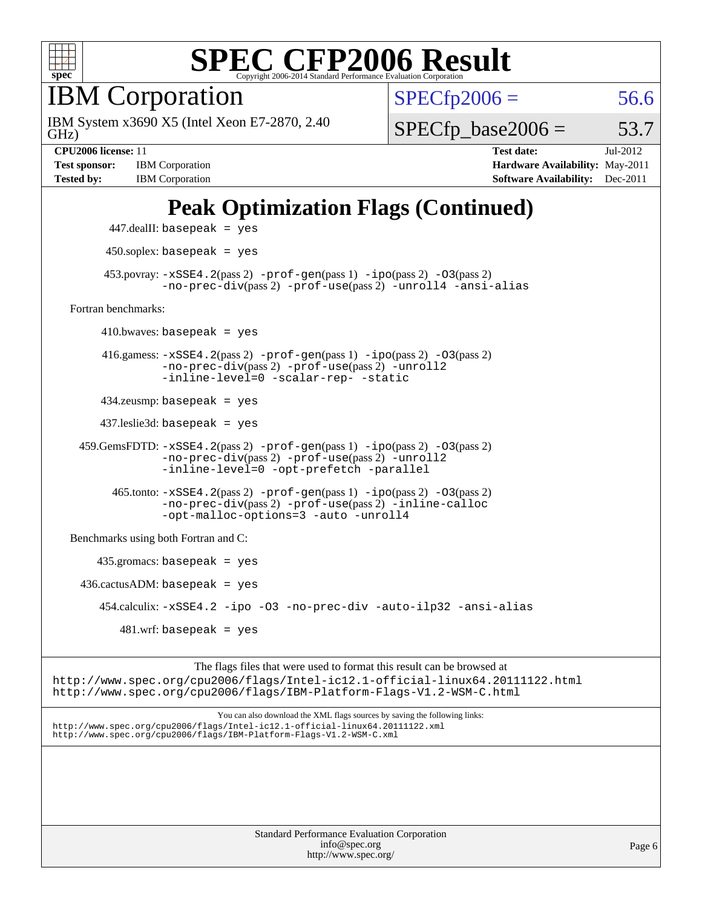# SPEC CFP2006 Result

Copyright 2006-2014 Standard Performance Evaluation Corporation

## IBM Corporation

IBM System x3690 X5 (Intel Xeon E7-2870, 2.40 GHz)

SPECfp2006 = 56.6

SPECfp_base2006 = 53.7

| | | | |
|---|---|---|---|
| **CPU2006 license:** 11 | | **Test date:** | Jul-2012 |
| **Test sponsor:** | IBM Corporation | **Hardware Availability:** | May-2011 |
| **Tested by:** | IBM Corporation | **Software Availability:** | Dec-2011 |

## Peak Optimization Flags (Continued)

447.dealII: basepeak = yes

450.soplex: basepeak = yes

453.povray: -xSSE4.2(pass 2) -prof-gen(pass 1) -ipo(pass 2) -O3(pass 2) -no-prec-div(pass 2) -prof-use(pass 2) -unroll4 -ansi-alias

Fortran benchmarks:

410.bwaves: basepeak = yes

416.gamess: -xSSE4.2(pass 2) -prof-gen(pass 1) -ipo(pass 2) -O3(pass 2) -no-prec-div(pass 2) -prof-use(pass 2) -unroll2 -inline-level=0 -scalar-rep- -static

434.zeusmp: basepeak = yes

437.leslie3d: basepeak = yes

459.GemsFDTD: -xSSE4.2(pass 2) -prof-gen(pass 1) -ipo(pass 2) -O3(pass 2) -no-prec-div(pass 2) -prof-use(pass 2) -unroll2 -inline-level=0 -opt-prefetch -parallel

465.tonto: -xSSE4.2(pass 2) -prof-gen(pass 1) -ipo(pass 2) -O3(pass 2) -no-prec-div(pass 2) -prof-use(pass 2) -inline-calloc -opt-malloc-options=3 -auto -unroll4

Benchmarks using both Fortran and C:

435.gromacs: basepeak = yes

436.cactusADM: basepeak = yes

454.calculix: -xSSE4.2 -ipo -O3 -no-prec-div -auto-ilp32 -ansi-alias

481.wrf: basepeak = yes

The flags files that were used to format this result can be browsed at
http://www.spec.org/cpu2006/flags/Intel-ic12.1-official-linux64.20111122.html
http://www.spec.org/cpu2006/flags/IBM-Platform-Flags-V1.2-WSM-C.html

You can also download the XML flags sources by saving the following links:
http://www.spec.org/cpu2006/flags/Intel-ic12.1-official-linux64.20111122.xml
http://www.spec.org/cpu2006/flags/IBM-Platform-Flags-V1.2-WSM-C.xml

Standard Performance Evaluation Corporation
info@spec.org
http://www.spec.org/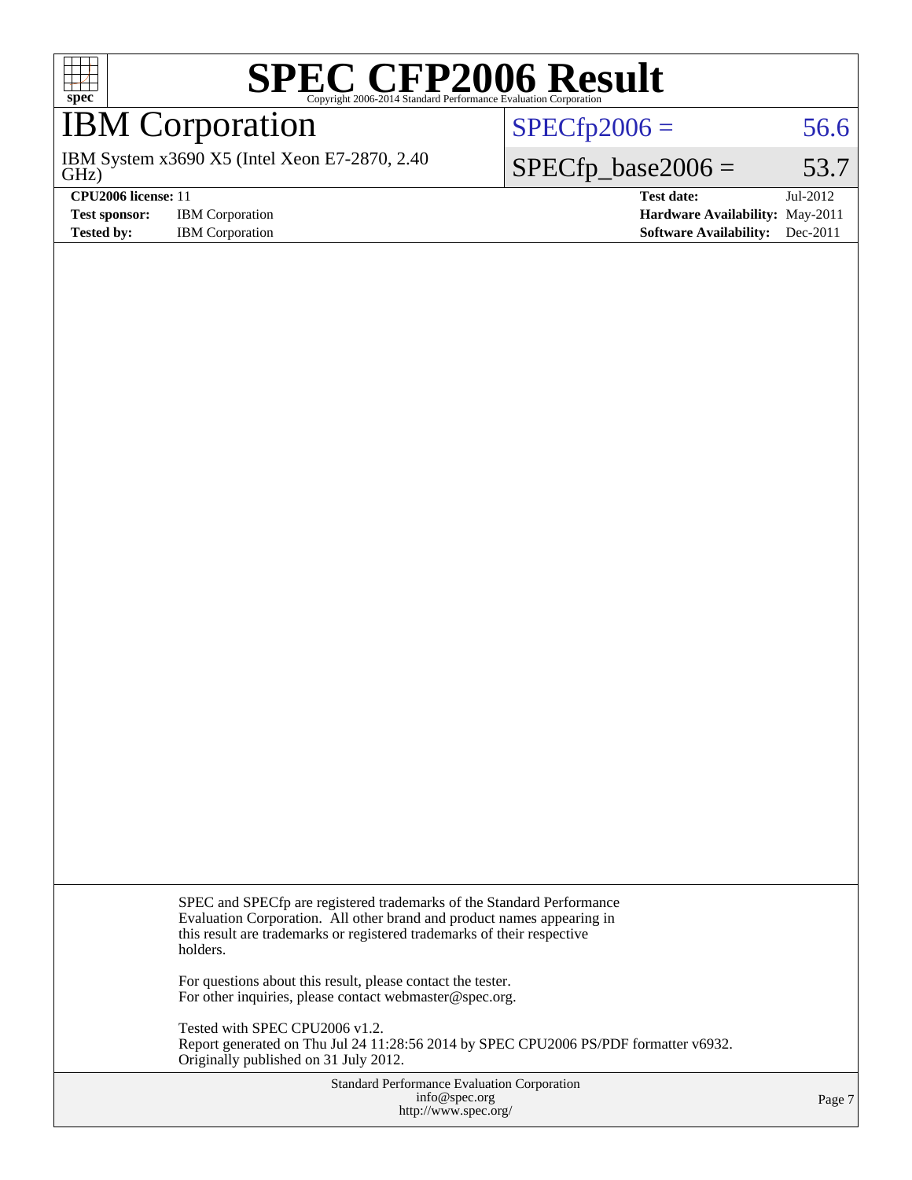# SPEC CFP2006 Result

Copyright 2006-2014 Standard Performance Evaluation Corporation

## IBM Corporation

IBM System x3690 X5 (Intel Xeon E7-2870, 2.40 GHz)

$SPECfp2006 = 56.6$

$SPECfp\_base2006 = 53.7$

**CPU2006 license:** 11
**Test sponsor:** IBM Corporation
**Tested by:** IBM Corporation

**Test date:** Jul-2012
**Hardware Availability:** May-2011
**Software Availability:** Dec-2011

SPEC and SPECfp are registered trademarks of the Standard Performance Evaluation Corporation. All other brand and product names appearing in this result are trademarks or registered trademarks of their respective holders.

For questions about this result, please contact the tester.
For other inquiries, please contact webmaster@spec.org.

Tested with SPEC CPU2006 v1.2.
Report generated on Thu Jul 24 11:28:56 2014 by SPEC CPU2006 PS/PDF formatter v6932.
Originally published on 31 July 2012.

Standard Performance Evaluation Corporation
info@spec.org
http://www.spec.org/